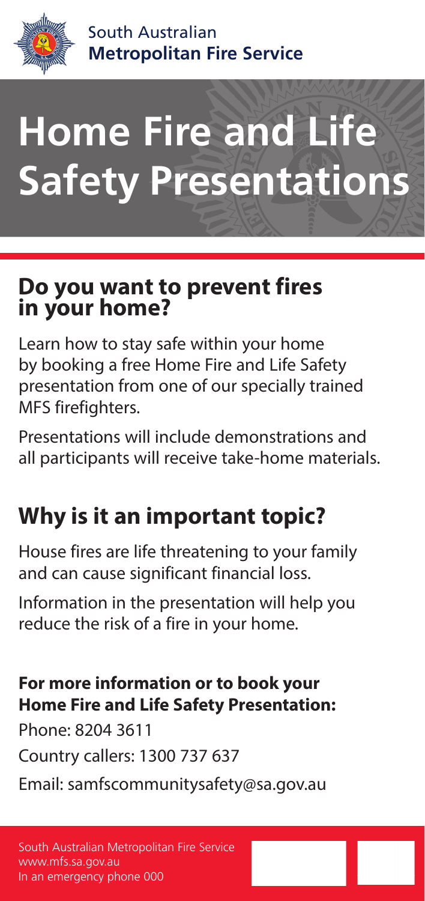South Australian
**Metropolitan Fire Service**

# Home Fire and Life Safety Presentations

## Do you want to prevent fires in your home?

Learn how to stay safe within your home by booking a free Home Fire and Life Safety presentation from one of our specially trained MFS firefighters.

Presentations will include demonstrations and all participants will receive take-home materials.

## Why is it an important topic?

House fires are life threatening to your family and can cause significant financial loss.

Information in the presentation will help you reduce the risk of a fire in your home.

### For more information or to book your Home Fire and Life Safety Presentation:

Phone: 8204 3611

Country callers: 1300 737 637

Email: samfscommunitysafety@sa.gov.au

South Australian Metropolitan Fire Service
www.mfs.sa.gov.au
In an emergency phone 000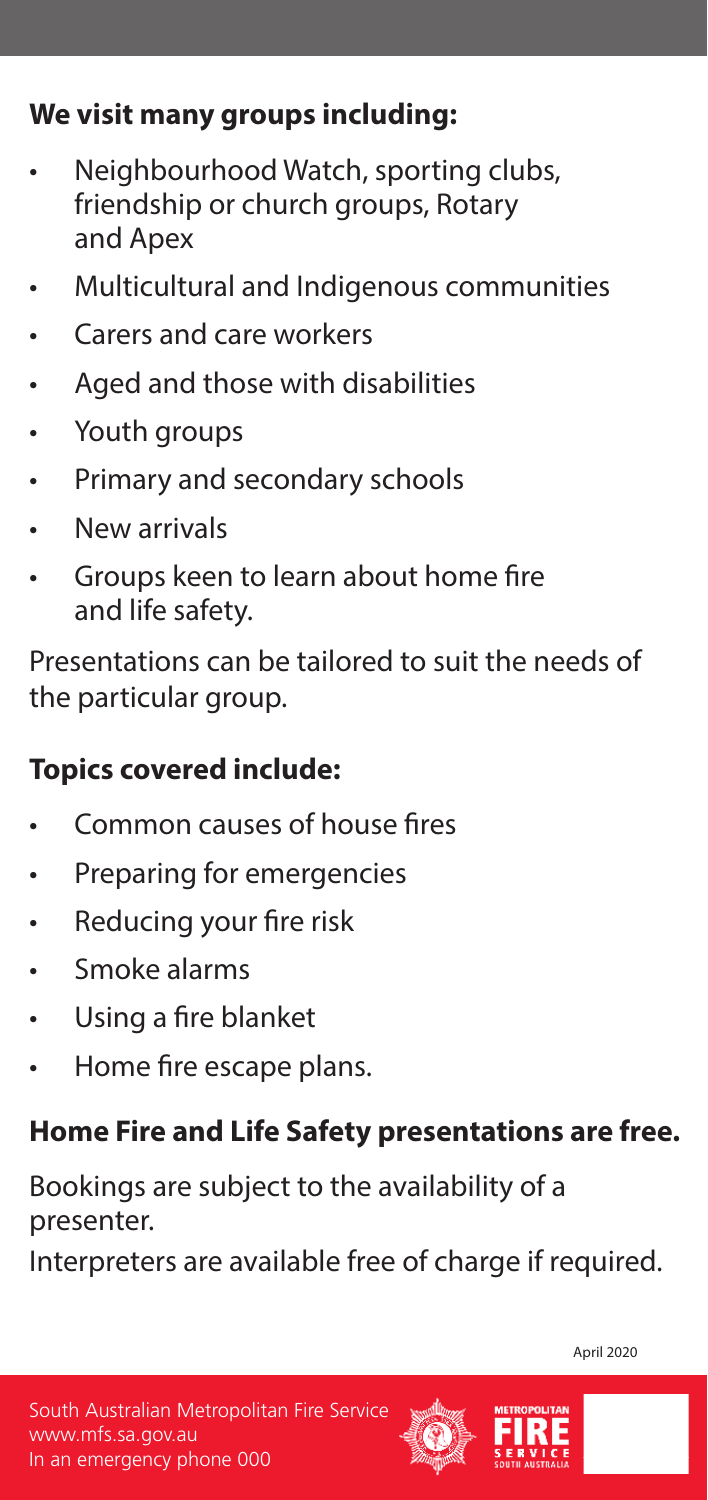**We visit many groups including:**

- Neighbourhood Watch, sporting clubs, friendship or church groups, Rotary and Apex
- Multicultural and Indigenous communities
- Carers and care workers
- Aged and those with disabilities
- Youth groups
- Primary and secondary schools
- New arrivals
- Groups keen to learn about home fire and life safety.

Presentations can be tailored to suit the needs of the particular group.

**Topics covered include:**

- Common causes of house fires
- Preparing for emergencies
- Reducing your fire risk
- Smoke alarms
- Using a fire blanket
- Home fire escape plans.

**Home Fire and Life Safety presentations are free.**

Bookings are subject to the availability of a presenter.

Interpreters are available free of charge if required.

April 2020

South Australian Metropolitan Fire Service
www.mfs.sa.gov.au
In an emergency phone 000

METROPOLITAN FIRE SERVICE SOUTH AUSTRALIA